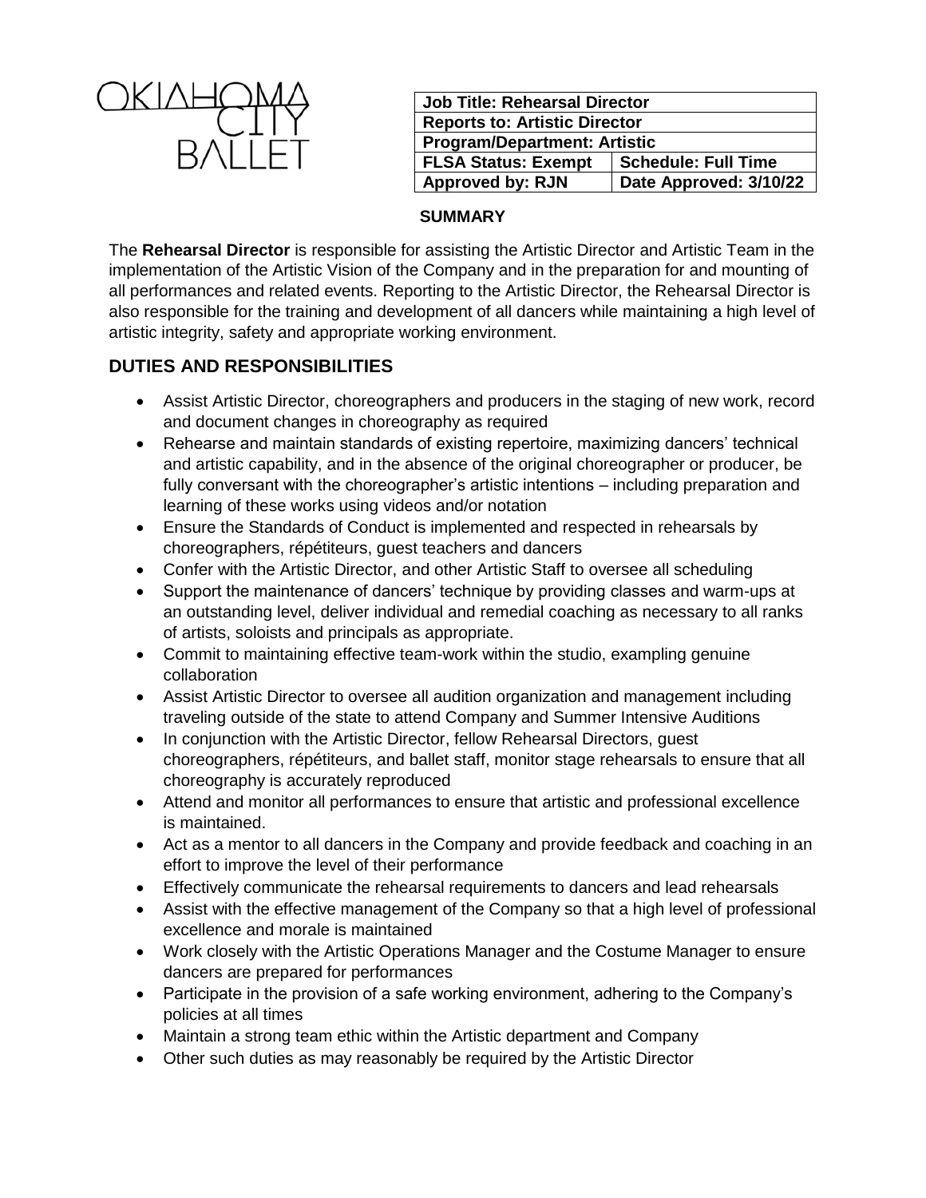OKLAHOMA CITY BALLET

| Job Title: Rehearsal Director | |
|---|---|
| Reports to: Artistic Director | |
| Program/Department: Artistic | |
| FLSA Status: Exempt | Schedule: Full Time |
| Approved by: RJN | Date Approved: 3/10/22 |

**SUMMARY**

The **Rehearsal Director** is responsible for assisting the Artistic Director and Artistic Team in the implementation of the Artistic Vision of the Company and in the preparation for and mounting of all performances and related events. Reporting to the Artistic Director, the Rehearsal Director is also responsible for the training and development of all dancers while maintaining a high level of artistic integrity, safety and appropriate working environment.

## DUTIES AND RESPONSIBILITIES

- Assist Artistic Director, choreographers and producers in the staging of new work, record and document changes in choreography as required
- Rehearse and maintain standards of existing repertoire, maximizing dancers' technical and artistic capability, and in the absence of the original choreographer or producer, be fully conversant with the choreographer's artistic intentions – including preparation and learning of these works using videos and/or notation
- Ensure the Standards of Conduct is implemented and respected in rehearsals by choreographers, répétiteurs, guest teachers and dancers
- Confer with the Artistic Director, and other Artistic Staff to oversee all scheduling
- Support the maintenance of dancers' technique by providing classes and warm-ups at an outstanding level, deliver individual and remedial coaching as necessary to all ranks of artists, soloists and principals as appropriate.
- Commit to maintaining effective team-work within the studio, exampling genuine collaboration
- Assist Artistic Director to oversee all audition organization and management including traveling outside of the state to attend Company and Summer Intensive Auditions
- In conjunction with the Artistic Director, fellow Rehearsal Directors, guest choreographers, répétiteurs, and ballet staff, monitor stage rehearsals to ensure that all choreography is accurately reproduced
- Attend and monitor all performances to ensure that artistic and professional excellence is maintained.
- Act as a mentor to all dancers in the Company and provide feedback and coaching in an effort to improve the level of their performance
- Effectively communicate the rehearsal requirements to dancers and lead rehearsals
- Assist with the effective management of the Company so that a high level of professional excellence and morale is maintained
- Work closely with the Artistic Operations Manager and the Costume Manager to ensure dancers are prepared for performances
- Participate in the provision of a safe working environment, adhering to the Company's policies at all times
- Maintain a strong team ethic within the Artistic department and Company
- Other such duties as may reasonably be required by the Artistic Director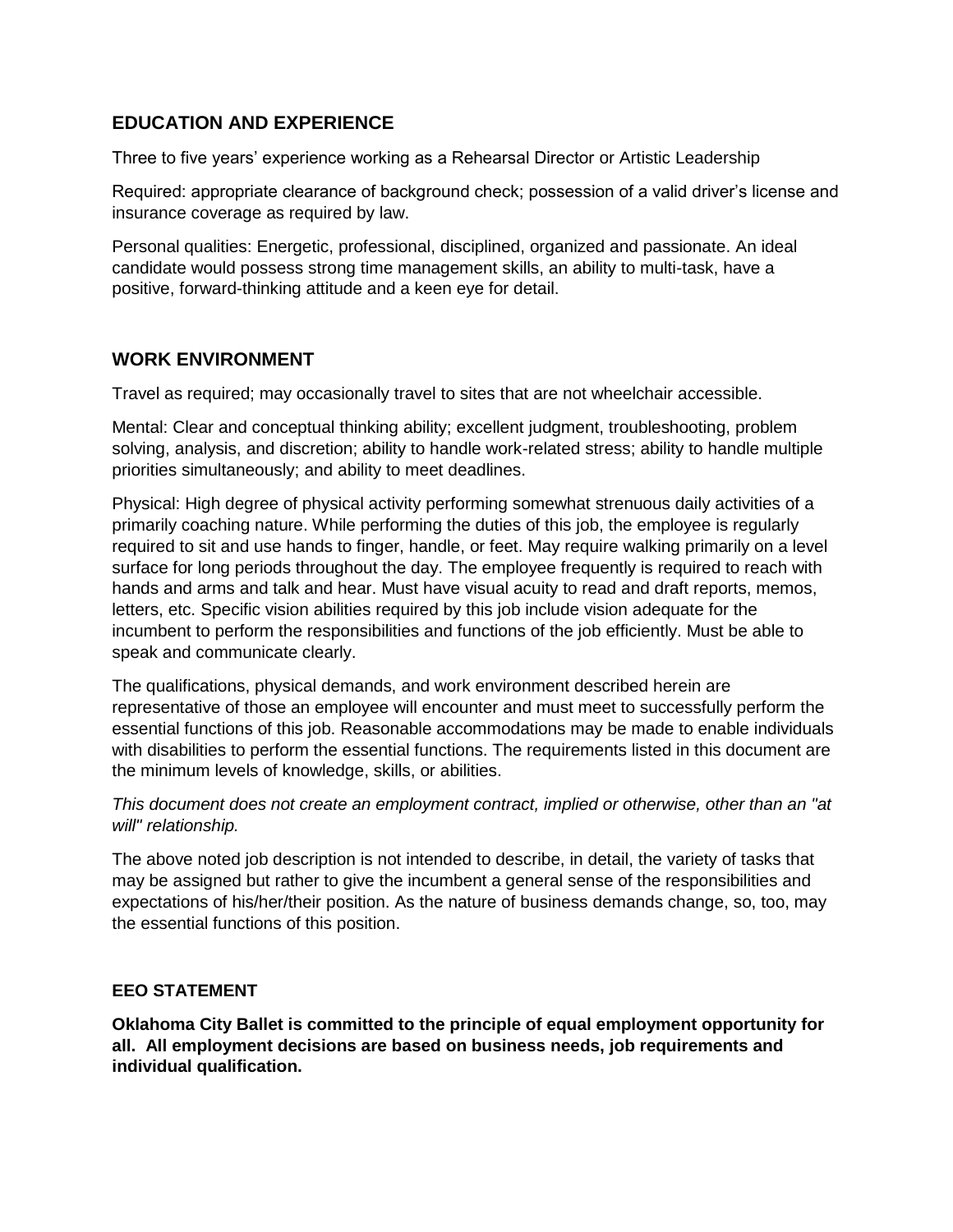## EDUCATION AND EXPERIENCE

Three to five years' experience working as a Rehearsal Director or Artistic Leadership

Required: appropriate clearance of background check; possession of a valid driver's license and insurance coverage as required by law.

Personal qualities: Energetic, professional, disciplined, organized and passionate. An ideal candidate would possess strong time management skills, an ability to multi-task, have a positive, forward-thinking attitude and a keen eye for detail.

## WORK ENVIRONMENT

Travel as required; may occasionally travel to sites that are not wheelchair accessible.

Mental: Clear and conceptual thinking ability; excellent judgment, troubleshooting, problem solving, analysis, and discretion; ability to handle work-related stress; ability to handle multiple priorities simultaneously; and ability to meet deadlines.

Physical: High degree of physical activity performing somewhat strenuous daily activities of a primarily coaching nature. While performing the duties of this job, the employee is regularly required to sit and use hands to finger, handle, or feet. May require walking primarily on a level surface for long periods throughout the day. The employee frequently is required to reach with hands and arms and talk and hear. Must have visual acuity to read and draft reports, memos, letters, etc. Specific vision abilities required by this job include vision adequate for the incumbent to perform the responsibilities and functions of the job efficiently. Must be able to speak and communicate clearly.

The qualifications, physical demands, and work environment described herein are representative of those an employee will encounter and must meet to successfully perform the essential functions of this job. Reasonable accommodations may be made to enable individuals with disabilities to perform the essential functions. The requirements listed in this document are the minimum levels of knowledge, skills, or abilities.

*This document does not create an employment contract, implied or otherwise, other than an "at will" relationship.*

The above noted job description is not intended to describe, in detail, the variety of tasks that may be assigned but rather to give the incumbent a general sense of the responsibilities and expectations of his/her/their position. As the nature of business demands change, so, too, may the essential functions of this position.

### EEO STATEMENT

**Oklahoma City Ballet is committed to the principle of equal employment opportunity for all. All employment decisions are based on business needs, job requirements and individual qualification.**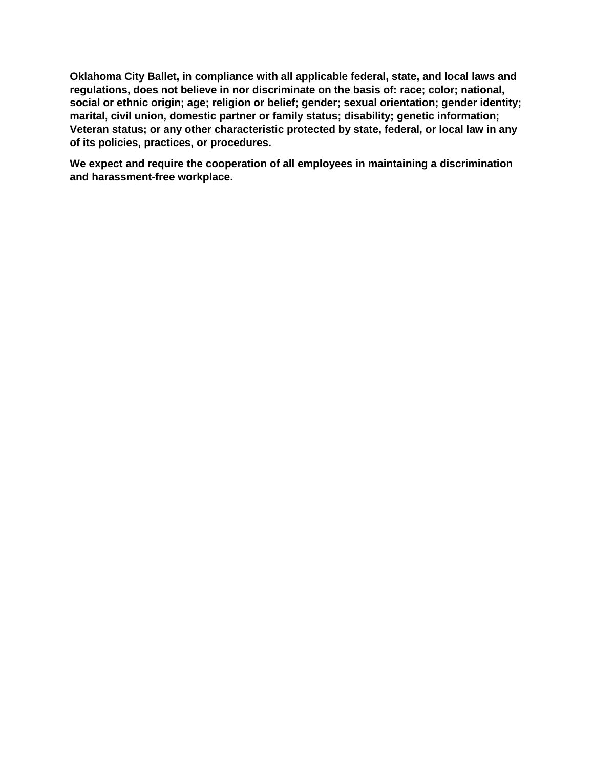**Oklahoma City Ballet, in compliance with all applicable federal, state, and local laws and regulations, does not believe in nor discriminate on the basis of: race; color; national, social or ethnic origin; age; religion or belief; gender; sexual orientation; gender identity; marital, civil union, domestic partner or family status; disability; genetic information; Veteran status; or any other characteristic protected by state, federal, or local law in any of its policies, practices, or procedures.**

**We expect and require the cooperation of all employees in maintaining a discrimination and harassment-free workplace.**